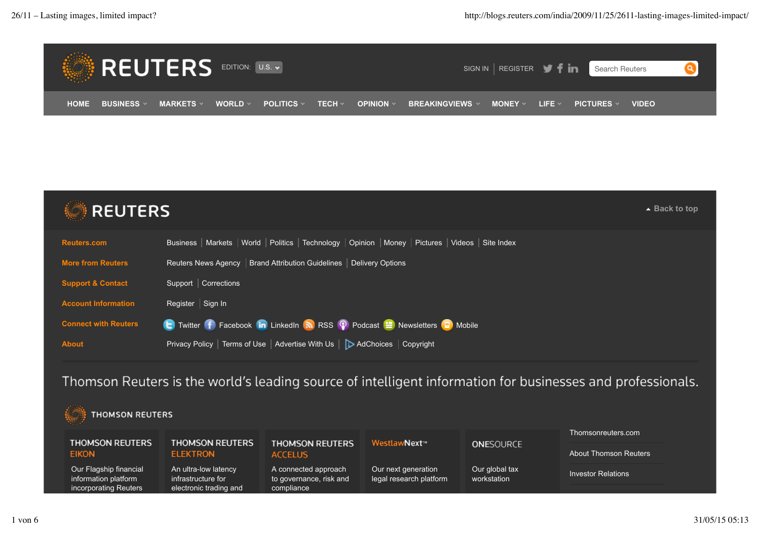REUTERS

EDITION: U.S.

SIGN IN | REGISTER

Search Reuters

HOME | BUSINESS | MARKETS | WORLD | POLITICS | TECH | OPINION | BREAKINGVIEWS | MONEY | LIFE | PICTURES | VIDEO

REUTERS

Back to top

**Reuters.com** Business | Markets | World | Politics | Technology | Opinion | Money | Pictures | Videos | Site Index

**More from Reuters** Reuters News Agency | Brand Attribution Guidelines | Delivery Options

**Support & Contact** Support | Corrections

**Account Information** Register | Sign In

**Connect with Reuters** Twitter Facebook LinkedIn RSS Podcast Newsletters Mobile

**About** Privacy Policy | Terms of Use | Advertise With Us | AdChoices | Copyright

Thomson Reuters is the world's leading source of intelligent information for businesses and professionals.

THOMSON REUTERS

**THOMSON REUTERS EIKON**
Our Flagship financial information platform incorporating Reuters

**THOMSON REUTERS ELEKTRON**
An ultra-low latency infrastructure for electronic trading and

**THOMSON REUTERS ACCELUS**
A connected approach to governance, risk and compliance

**WestlawNext™**
Our next generation legal research platform

**ONESOURCE**
Our global tax workstation

Thomsonreuters.com

About Thomson Reuters

Investor Relations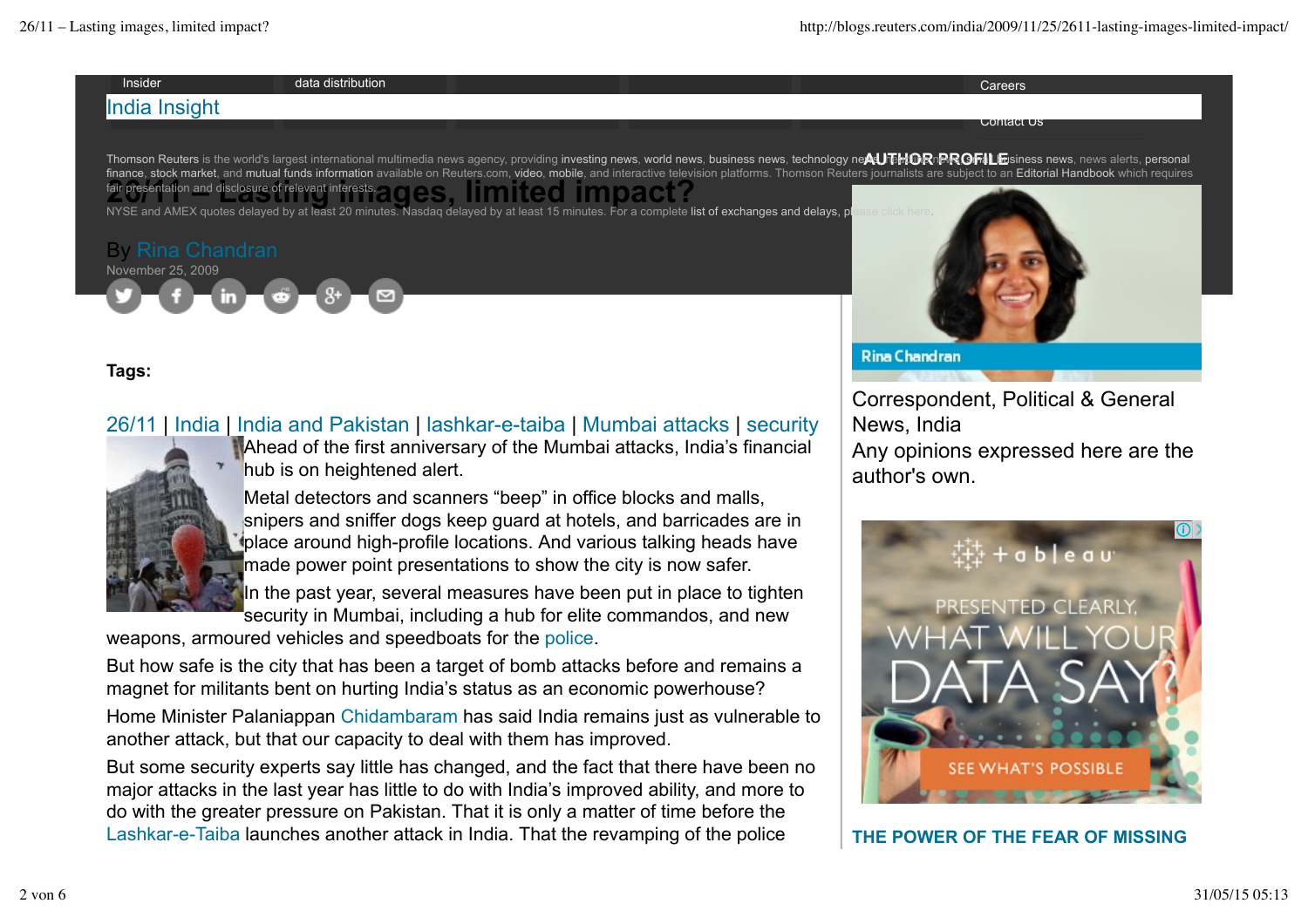Insider | data distribution | Careers

India Insight

Contact Us

Thomson Reuters is the world's largest international multimedia news agency, providing investing news, world news, business news, technology news, headline news, small business news, news alerts, personal finance, stock market, and mutual funds information available on Reuters.com, video, mobile, and interactive television platforms. Thomson Reuters journalists are subject to an Editorial Handbook which requires fair presentation and disclosure of relevant interests.

NYSE and AMEX quotes delayed by at least 20 minutes. Nasdaq delayed by at least 15 minutes. For a complete list of exchanges and delays, please click here.

# 26/11 – Lasting images, limited impact?

By Rina Chandran

November 25, 2009

**Tags:**

26/11 | India | India and Pakistan | lashkar-e-taiba | Mumbai attacks | security

Ahead of the first anniversary of the Mumbai attacks, India's financial hub is on heightened alert.

Metal detectors and scanners "beep" in office blocks and malls, snipers and sniffer dogs keep guard at hotels, and barricades are in place around high-profile locations. And various talking heads have made power point presentations to show the city is now safer.

In the past year, several measures have been put in place to tighten security in Mumbai, including a hub for elite commandos, and new weapons, armoured vehicles and speedboats for the police.

But how safe is the city that has been a target of bomb attacks before and remains a magnet for militants bent on hurting India's status as an economic powerhouse?

Home Minister Palaniappan Chidambaram has said India remains just as vulnerable to another attack, but that our capacity to deal with them has improved.

But some security experts say little has changed, and the fact that there have been no major attacks in the last year has little to do with India's improved ability, and more to do with the greater pressure on Pakistan. That it is only a matter of time before the Lashkar-e-Taiba launches another attack in India. That the revamping of the police

**AUTHOR PROFILE**

Rina Chandran

Correspondent, Political & General News, India

Any opinions expressed here are the author's own.

THE POWER OF THE FEAR OF MISSING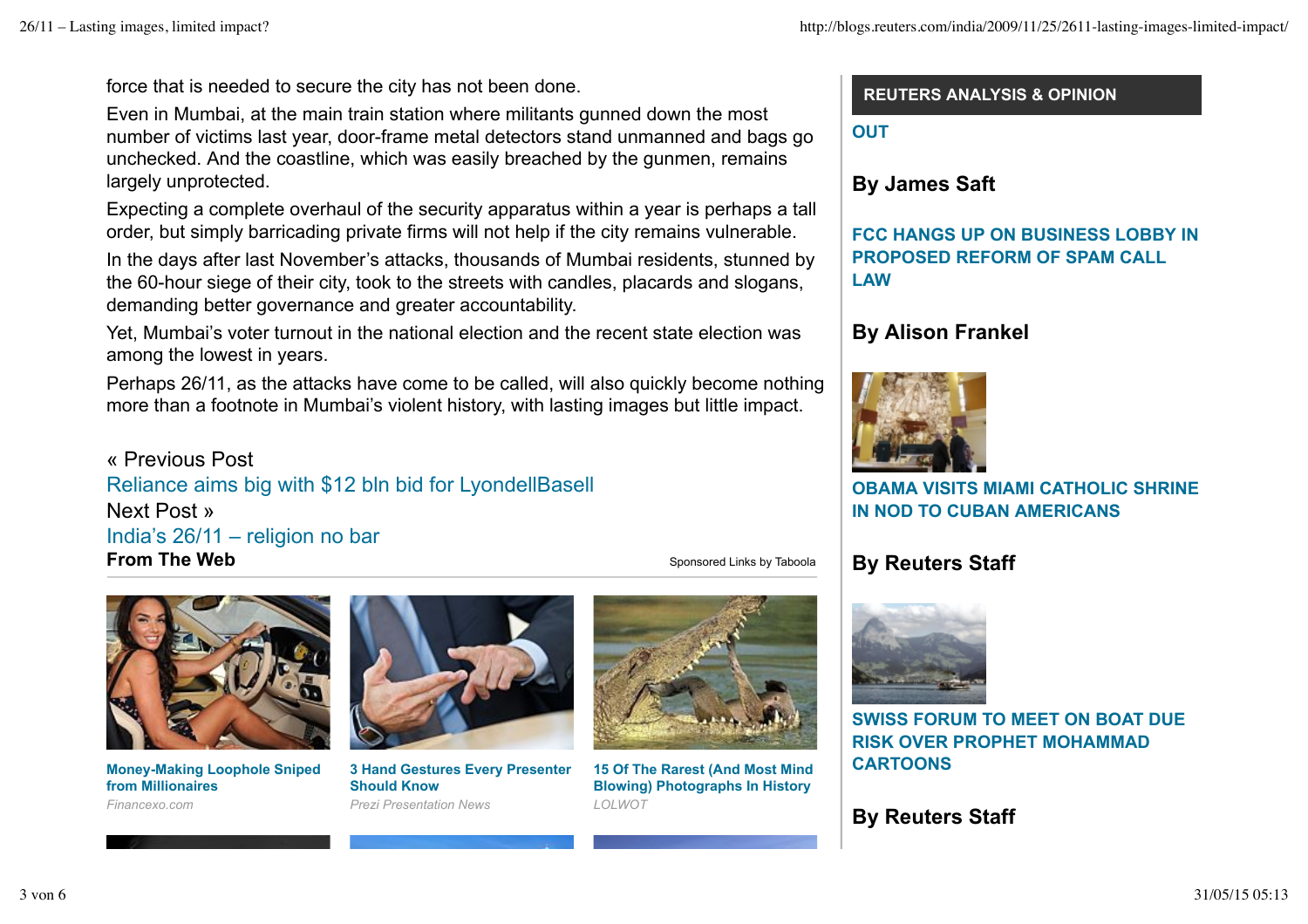force that is needed to secure the city has not been done.

Even in Mumbai, at the main train station where militants gunned down the most number of victims last year, door-frame metal detectors stand unmanned and bags go unchecked. And the coastline, which was easily breached by the gunmen, remains largely unprotected.

Expecting a complete overhaul of the security apparatus within a year is perhaps a tall order, but simply barricading private firms will not help if the city remains vulnerable.

In the days after last November's attacks, thousands of Mumbai residents, stunned by the 60-hour siege of their city, took to the streets with candles, placards and slogans, demanding better governance and greater accountability.

Yet, Mumbai's voter turnout in the national election and the recent state election was among the lowest in years.

Perhaps 26/11, as the attacks have come to be called, will also quickly become nothing more than a footnote in Mumbai's violent history, with lasting images but little impact.

« Previous Post
Reliance aims big with $12 bln bid for LyondellBasell

Next Post »
India's 26/11 – religion no bar

**From The Web**

Sponsored Links by Taboola

**Money-Making Loophole Sniped from Millionaires**
*Financexo.com*

**3 Hand Gestures Every Presenter Should Know**
*Prezi Presentation News*

**15 Of The Rarest (And Most Mind Blowing) Photographs In History**
*LOLWOT*

**REUTERS ANALYSIS & OPINION**

OUT

**By James Saft**

**FCC HANGS UP ON BUSINESS LOBBY IN PROPOSED REFORM OF SPAM CALL LAW**

**By Alison Frankel**

**OBAMA VISITS MIAMI CATHOLIC SHRINE IN NOD TO CUBAN AMERICANS**

**By Reuters Staff**

**SWISS FORUM TO MEET ON BOAT DUE RISK OVER PROPHET MOHAMMAD CARTOONS**

**By Reuters Staff**